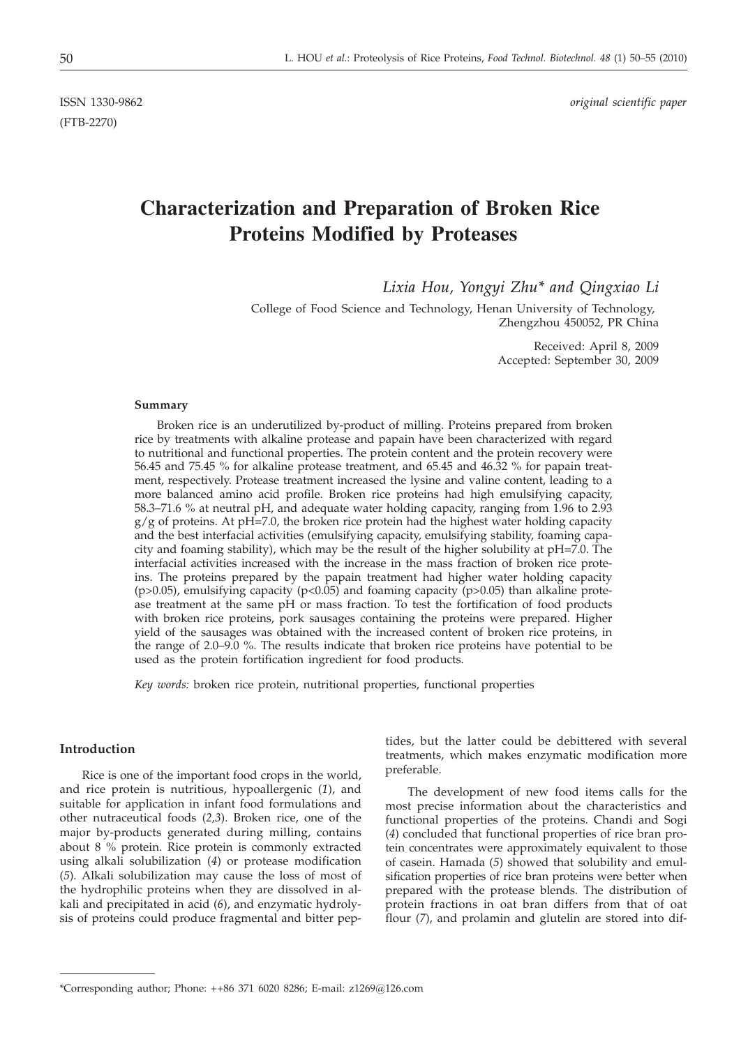ISSN 1330-9862 *original scientific paper*

(FTB-2270)

# Characterization and Preparation of Broken Rice Proteins Modified by Proteases

*Lixia Hou, Yongyi Zhu\* and Qingxiao Li*

College of Food Science and Technology, Henan University of Technology, Zhengzhou 450052, PR China

Received: April 8, 2009
Accepted: September 30, 2009

### Summary

Broken rice is an underutilized by-product of milling. Proteins prepared from broken rice by treatments with alkaline protease and papain have been characterized with regard to nutritional and functional properties. The protein content and the protein recovery were 56.45 and 75.45 % for alkaline protease treatment, and 65.45 and 46.32 % for papain treatment, respectively. Protease treatment increased the lysine and valine content, leading to a more balanced amino acid profile. Broken rice proteins had high emulsifying capacity, 58.3–71.6 % at neutral pH, and adequate water holding capacity, ranging from 1.96 to 2.93 g/g of proteins. At pH=7.0, the broken rice protein had the highest water holding capacity and the best interfacial activities (emulsifying capacity, emulsifying stability, foaming capacity and foaming stability), which may be the result of the higher solubility at pH=7.0. The interfacial activities increased with the increase in the mass fraction of broken rice proteins. The proteins prepared by the papain treatment had higher water holding capacity ($p>0.05$), emulsifying capacity ($p<0.05$) and foaming capacity ($p>0.05$) than alkaline protease treatment at the same pH or mass fraction. To test the fortification of food products with broken rice proteins, pork sausages containing the proteins were prepared. Higher yield of the sausages was obtained with the increased content of broken rice proteins, in the range of 2.0–9.0 %. The results indicate that broken rice proteins have potential to be used as the protein fortification ingredient for food products.

*Key words:* broken rice protein, nutritional properties, functional properties

## Introduction

Rice is one of the important food crops in the world, and rice protein is nutritious, hypoallergenic (*1*), and suitable for application in infant food formulations and other nutraceutical foods (*2,3*). Broken rice, one of the major by-products generated during milling, contains about 8 % protein. Rice protein is commonly extracted using alkali solubilization (*4*) or protease modification (*5*). Alkali solubilization may cause the loss of most of the hydrophilic proteins when they are dissolved in alkali and precipitated in acid (*6*), and enzymatic hydrolysis of proteins could produce fragmental and bitter peptides, but the latter could be debittered with several treatments, which makes enzymatic modification more preferable.

The development of new food items calls for the most precise information about the characteristics and functional properties of the proteins. Chandi and Sogi (*4*) concluded that functional properties of rice bran protein concentrates were approximately equivalent to those of casein. Hamada (*5*) showed that solubility and emulsification properties of rice bran proteins were better when prepared with the protease blends. The distribution of protein fractions in oat bran differs from that of oat flour (*7*), and prolamin and glutelin are stored into dif-

\*Corresponding author; Phone: ++86 371 6020 8286; E-mail: z1269@126.com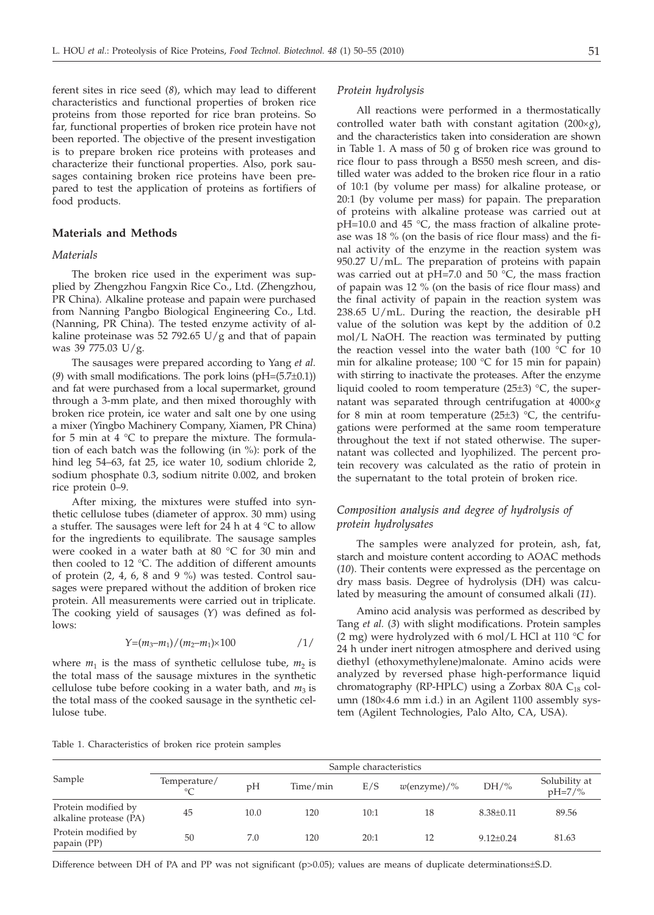ferent sites in rice seed (*8*), which may lead to different characteristics and functional properties of broken rice proteins from those reported for rice bran proteins. So far, functional properties of broken rice protein have not been reported. The objective of the present investigation is to prepare broken rice proteins with proteases and characterize their functional properties. Also, pork sausages containing broken rice proteins have been prepared to test the application of proteins as fortifiers of food products.

## Materials and Methods

### *Materials*

The broken rice used in the experiment was supplied by Zhengzhou Fangxin Rice Co., Ltd. (Zhengzhou, PR China). Alkaline protease and papain were purchased from Nanning Pangbo Biological Engineering Co., Ltd. (Nanning, PR China). The tested enzyme activity of alkaline proteinase was 52 792.65 U/g and that of papain was 39 775.03 U/g.

The sausages were prepared according to Yang *et al.* (*9*) with small modifications. The pork loins (pH=(5.7±0.1)) and fat were purchased from a local supermarket, ground through a 3-mm plate, and then mixed thoroughly with broken rice protein, ice water and salt one by one using a mixer (Yingbo Machinery Company, Xiamen, PR China) for 5 min at 4 °C to prepare the mixture. The formulation of each batch was the following (in %): pork of the hind leg 54–63, fat 25, ice water 10, sodium chloride 2, sodium phosphate 0.3, sodium nitrite 0.002, and broken rice protein 0–9.

After mixing, the mixtures were stuffed into synthetic cellulose tubes (diameter of approx. 30 mm) using a stuffer. The sausages were left for 24 h at 4 °C to allow for the ingredients to equilibrate. The sausage samples were cooked in a water bath at 80 °C for 30 min and then cooled to 12 °C. The addition of different amounts of protein (2, 4, 6, 8 and 9 %) was tested. Control sausages were prepared without the addition of broken rice protein. All measurements were carried out in triplicate. The cooking yield of sausages (*Y*) was defined as follows:

$$Y=(m_3-m_1)/(m_2-m_1)\times 100 \qquad /1/$$

where $m_1$ is the mass of synthetic cellulose tube, $m_2$ is the total mass of the sausage mixtures in the synthetic cellulose tube before cooking in a water bath, and $m_3$ is the total mass of the cooked sausage in the synthetic cellulose tube.

### *Protein hydrolysis*

All reactions were performed in a thermostatically controlled water bath with constant agitation (200×*g*), and the characteristics taken into consideration are shown in Table 1. A mass of 50 g of broken rice was ground to rice flour to pass through a BS50 mesh screen, and distilled water was added to the broken rice flour in a ratio of 10:1 (by volume per mass) for alkaline protease, or 20:1 (by volume per mass) for papain. The preparation of proteins with alkaline protease was carried out at pH=10.0 and 45 °C, the mass fraction of alkaline protease was 18 % (on the basis of rice flour mass) and the final activity of the enzyme in the reaction system was 950.27 U/mL. The preparation of proteins with papain was carried out at pH=7.0 and 50 °C, the mass fraction of papain was 12 % (on the basis of rice flour mass) and the final activity of papain in the reaction system was 238.65 U/mL. During the reaction, the desirable pH value of the solution was kept by the addition of 0.2 mol/L NaOH. The reaction was terminated by putting the reaction vessel into the water bath (100 °C for 10 min for alkaline protease; 100 °C for 15 min for papain) with stirring to inactivate the proteases. After the enzyme liquid cooled to room temperature (25±3) °C, the supernatant was separated through centrifugation at 4000×*g* for 8 min at room temperature (25±3) °C, the centrifugations were performed at the same room temperature throughout the text if not stated otherwise. The supernatant was collected and lyophilized. The percent protein recovery was calculated as the ratio of protein in the supernatant to the total protein of broken rice.

### *Composition analysis and degree of hydrolysis of protein hydrolysates*

The samples were analyzed for protein, ash, fat, starch and moisture content according to AOAC methods (*10*). Their contents were expressed as the percentage on dry mass basis. Degree of hydrolysis (DH) was calculated by measuring the amount of consumed alkali (*11*).

Amino acid analysis was performed as described by Tang *et al.* (*3*) with slight modifications. Protein samples (2 mg) were hydrolyzed with 6 mol/L HCl at 110 °C for 24 h under inert nitrogen atmosphere and derived using diethyl (ethoxymethylene)malonate. Amino acids were analyzed by reversed phase high-performance liquid chromatography (RP-HPLC) using a Zorbax 80A $C_{18}$ column (180×4.6 mm i.d.) in an Agilent 1100 assembly system (Agilent Technologies, Palo Alto, CA, USA).

Table 1. Characteristics of broken rice protein samples

| Sample | Sample characteristics | | | | | | |
|---|---|---|---|---|---|---|---|
| | Temperature/°C | pH | Time/min | E/S | *w*(enzyme)/% | DH/% | Solubility at pH=7/% |
| Protein modified by alkaline protease (PA) | 45 | 10.0 | 120 | 10:1 | 18 | 8.38±0.11 | 89.56 |
| Protein modified by papain (PP) | 50 | 7.0 | 120 | 20:1 | 12 | 9.12±0.24 | 81.63 |

Difference between DH of PA and PP was not significant (p>0.05); values are means of duplicate determinations±S.D.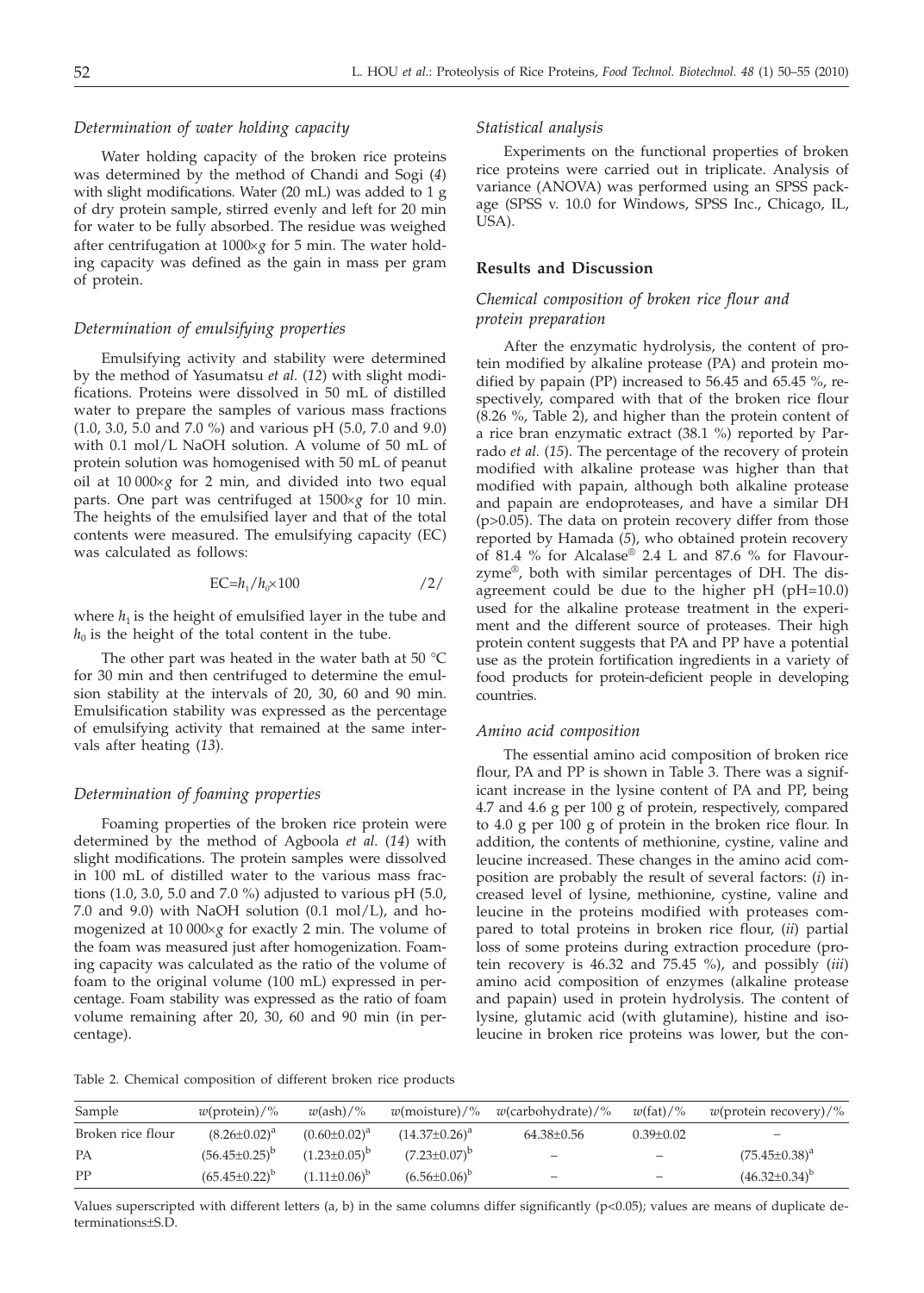### *Determination of water holding capacity*

Water holding capacity of the broken rice proteins was determined by the method of Chandi and Sogi (*4*) with slight modifications. Water (20 mL) was added to 1 g of dry protein sample, stirred evenly and left for 20 min for water to be fully absorbed. The residue was weighed after centrifugation at 1000×*g* for 5 min. The water holding capacity was defined as the gain in mass per gram of protein.

### *Determination of emulsifying properties*

Emulsifying activity and stability were determined by the method of Yasumatsu *et al.* (*12*) with slight modifications. Proteins were dissolved in 50 mL of distilled water to prepare the samples of various mass fractions (1.0, 3.0, 5.0 and 7.0 %) and various pH (5.0, 7.0 and 9.0) with 0.1 mol/L NaOH solution. A volume of 50 mL of protein solution was homogenised with 50 mL of peanut oil at 10 000×*g* for 2 min, and divided into two equal parts. One part was centrifuged at 1500×*g* for 10 min. The heights of the emulsified layer and that of the total contents were measured. The emulsifying capacity (EC) was calculated as follows:

$$EC=h_1/h_0\times 100 \qquad /2/$$

where $h_1$ is the height of emulsified layer in the tube and $h_0$ is the height of the total content in the tube.

The other part was heated in the water bath at 50 °C for 30 min and then centrifuged to determine the emulsion stability at the intervals of 20, 30, 60 and 90 min. Emulsification stability was expressed as the percentage of emulsifying activity that remained at the same intervals after heating (*13*).

### *Determination of foaming properties*

Foaming properties of the broken rice protein were determined by the method of Agboola *et al.* (*14*) with slight modifications. The protein samples were dissolved in 100 mL of distilled water to the various mass fractions (1.0, 3.0, 5.0 and 7.0 %) adjusted to various pH (5.0, 7.0 and 9.0) with NaOH solution (0.1 mol/L), and homogenized at 10 000×*g* for exactly 2 min. The volume of the foam was measured just after homogenization. Foaming capacity was calculated as the ratio of the volume of foam to the original volume (100 mL) expressed in percentage. Foam stability was expressed as the ratio of foam volume remaining after 20, 30, 60 and 90 min (in percentage).

### *Statistical analysis*

Experiments on the functional properties of broken rice proteins were carried out in triplicate. Analysis of variance (ANOVA) was performed using an SPSS package (SPSS v. 10.0 for Windows, SPSS Inc., Chicago, IL, USA).

## **Results and Discussion**

### *Chemical composition of broken rice flour and protein preparation*

After the enzymatic hydrolysis, the content of protein modified by alkaline protease (PA) and protein modified by papain (PP) increased to 56.45 and 65.45 %, respectively, compared with that of the broken rice flour (8.26 %, Table 2), and higher than the protein content of a rice bran enzymatic extract (38.1 %) reported by Parrado *et al.* (*15*). The percentage of the recovery of protein modified with alkaline protease was higher than that modified with papain, although both alkaline protease and papain are endoproteases, and have a similar DH ($p>0.05$). The data on protein recovery differ from those reported by Hamada (*5*), who obtained protein recovery of 81.4 % for Alcalase® 2.4 L and 87.6 % for Flavourzyme®, both with similar percentages of DH. The disagreement could be due to the higher pH (pH=10.0) used for the alkaline protease treatment in the experiment and the different source of proteases. Their high protein content suggests that PA and PP have a potential use as the protein fortification ingredients in a variety of food products for protein-deficient people in developing countries.

### *Amino acid composition*

The essential amino acid composition of broken rice flour, PA and PP is shown in Table 3. There was a significant increase in the lysine content of PA and PP, being 4.7 and 4.6 g per 100 g of protein, respectively, compared to 4.0 g per 100 g of protein in the broken rice flour. In addition, the contents of methionine, cystine, valine and leucine increased. These changes in the amino acid composition are probably the result of several factors: (*i*) increased level of lysine, methionine, cystine, valine and leucine in the proteins modified with proteases compared to total proteins in broken rice flour, (*ii*) partial loss of some proteins during extraction procedure (protein recovery is 46.32 and 75.45 %), and possibly (*iii*) amino acid composition of enzymes (alkaline protease and papain) used in protein hydrolysis. The content of lysine, glutamic acid (with glutamine), histine and isoleucine in broken rice proteins was lower, but the con-

Table 2. Chemical composition of different broken rice products

| Sample | *w*(protein)/% | *w*(ash)/% | *w*(moisture)/% | *w*(carbohydrate)/% | *w*(fat)/% | *w*(protein recovery)/% |
|---|---|---|---|---|---|---|
| Broken rice flour | (8.26±0.02)[a] | (0.60±0.02)[a] | (14.37±0.26)[a] | 64.38±0.56 | 0.39±0.02 | – |
| PA | (56.45±0.25)[b] | (1.23±0.05)[b] | (7.23±0.07)[b] | – | – | (75.45±0.38)[a] |
| PP | (65.45±0.22)[b] | (1.11±0.06)[b] | (6.56±0.06)[b] | – | – | (46.32±0.34)[b] |

Values superscripted with different letters (a, b) in the same columns differ significantly ($p<0.05$); values are means of duplicate determinations±S.D.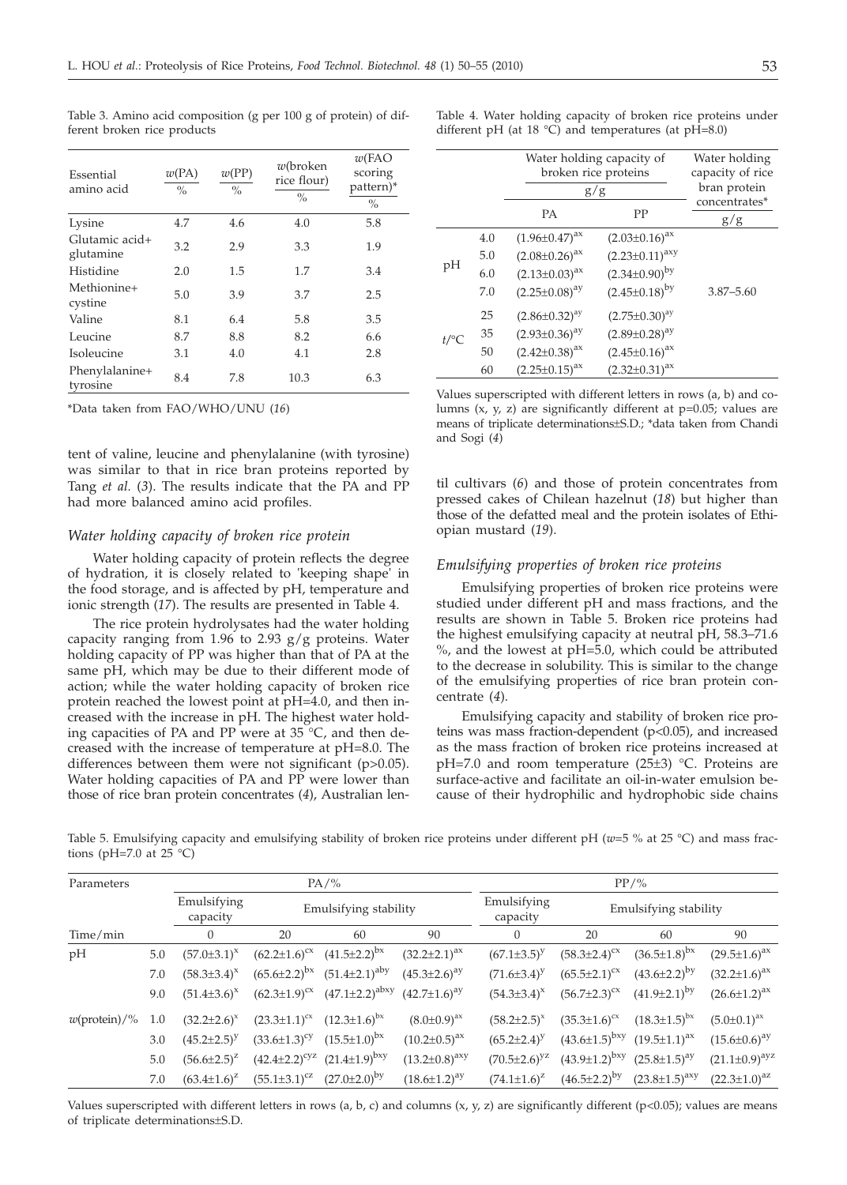Table 3. Amino acid composition (g per 100 g of protein) of different broken rice products

| Essential amino acid | $w$(PA) / % | $w$(PP) / % | $w$(broken rice flour) / % | $w$(FAO scoring pattern)* / % |
|---|---|---|---|---|
| Lysine | 4.7 | 4.6 | 4.0 | 5.8 |
| Glutamic acid+ glutamine | 3.2 | 2.9 | 3.3 | 1.9 |
| Histidine | 2.0 | 1.5 | 1.7 | 3.4 |
| Methionine+ cystine | 5.0 | 3.9 | 3.7 | 2.5 |
| Valine | 8.1 | 6.4 | 5.8 | 3.5 |
| Leucine | 8.7 | 8.8 | 8.2 | 6.6 |
| Isoleucine | 3.1 | 4.0 | 4.1 | 2.8 |
| Phenylalanine+ tyrosine | 8.4 | 7.8 | 10.3 | 6.3 |

*Data taken from FAO/WHO/UNU (*16*)

tent of valine, leucine and phenylalanine (with tyrosine) was similar to that in rice bran proteins reported by Tang *et al.* (*3*). The results indicate that the PA and PP had more balanced amino acid profiles.

### *Water holding capacity of broken rice protein*

Water holding capacity of protein reflects the degree of hydration, it is closely related to 'keeping shape' in the food storage, and is affected by pH, temperature and ionic strength (*17*). The results are presented in Table 4.

The rice protein hydrolysates had the water holding capacity ranging from 1.96 to 2.93 g/g proteins. Water holding capacity of PP was higher than that of PA at the same pH, which may be due to their different mode of action; while the water holding capacity of broken rice protein reached the lowest point at pH=4.0, and then increased with the increase in pH. The highest water holding capacities of PA and PP were at 35 °C, and then decreased with the increase of temperature at pH=8.0. The differences between them were not significant ($p>0.05$). Water holding capacities of PA and PP were lower than those of rice bran protein concentrates (*4*), Australian lentil cultivars (*6*) and those of protein concentrates from pressed cakes of Chilean hazelnut (*18*) but higher than those of the defatted meal and the protein isolates of Ethiopian mustard (*19*).

Table 4. Water holding capacity of broken rice proteins under different pH (at 18 °C) and temperatures (at pH=8.0)

| | | Water holding capacity of broken rice proteins (g/g) PA | PP | Water holding capacity of rice bran protein concentrates* (g/g) |
|---|---|---|---|---|
| pH | 4.0 | $(1.96\pm0.47)^{ax}$ | $(2.03\pm0.16)^{ax}$ | |
| | 5.0 | $(2.08\pm0.26)^{ax}$ | $(2.23\pm0.11)^{axy}$ | |
| | 6.0 | $(2.13\pm0.03)^{ax}$ | $(2.34\pm0.90)^{by}$ | |
| | 7.0 | $(2.25\pm0.08)^{ay}$ | $(2.45\pm0.18)^{by}$ | 3.87–5.60 |
| $t$/°C | 25 | $(2.86\pm0.32)^{ay}$ | $(2.75\pm0.30)^{ay}$ | |
| | 35 | $(2.93\pm0.36)^{ay}$ | $(2.89\pm0.28)^{ay}$ | |
| | 50 | $(2.42\pm0.38)^{ax}$ | $(2.45\pm0.16)^{ax}$ | |
| | 60 | $(2.25\pm0.15)^{ax}$ | $(2.32\pm0.31)^{ax}$ | |

Values superscripted with different letters in rows (a, b) and columns (x, y, z) are significantly different at p=0.05; values are means of triplicate determinations±S.D.; *data taken from Chandi and Sogi (*4*)

### *Emulsifying properties of broken rice proteins*

Emulsifying properties of broken rice proteins were studied under different pH and mass fractions, and the results are shown in Table 5. Broken rice proteins had the highest emulsifying capacity at neutral pH, 58.3–71.6 %, and the lowest at pH=5.0, which could be attributed to the decrease in solubility. This is similar to the change of the emulsifying properties of rice bran protein concentrate (*4*).

Emulsifying capacity and stability of broken rice proteins was mass fraction-dependent ($p<0.05$), and increased as the mass fraction of broken rice proteins increased at pH=7.0 and room temperature (25±3) °C. Proteins are surface-active and facilitate an oil-in-water emulsion because of their hydrophilic and hydrophobic side chains

Table 5. Emulsifying capacity and emulsifying stability of broken rice proteins under different pH ($w$=5 % at 25 °C) and mass fractions (pH=7.0 at 25 °C)

| Parameters | | PA/% Emulsifying capacity | PA/% Emulsifying stability | | | PP/% Emulsifying capacity | PP/% Emulsifying stability | | |
|---|---|---|---|---|---|---|---|---|---|
| Time/min | | 0 | 20 | 60 | 90 | 0 | 20 | 60 | 90 |
| pH | 5.0 | $(57.0\pm3.1)^{x}$ | $(62.2\pm1.6)^{cx}$ | $(41.5\pm2.2)^{bx}$ | $(32.2\pm2.1)^{ax}$ | $(67.1\pm3.5)^{y}$ | $(58.3\pm2.4)^{cx}$ | $(36.5\pm1.8)^{bx}$ | $(29.5\pm1.6)^{ax}$ |
| | 7.0 | $(58.3\pm3.4)^{x}$ | $(65.6\pm2.2)^{bx}$ | $(51.4\pm2.1)^{aby}$ | $(45.3\pm2.6)^{ay}$ | $(71.6\pm3.4)^{y}$ | $(65.5\pm2.1)^{cx}$ | $(43.6\pm2.2)^{by}$ | $(32.2\pm1.6)^{ax}$ |
| | 9.0 | $(51.4\pm3.6)^{x}$ | $(62.3\pm1.9)^{cx}$ | $(47.1\pm2.2)^{abxy}$ | $(42.7\pm1.6)^{ay}$ | $(54.3\pm3.4)^{x}$ | $(56.7\pm2.3)^{cx}$ | $(41.9\pm2.1)^{by}$ | $(26.6\pm1.2)^{ax}$ |
| $w$(protein)/% | 1.0 | $(32.2\pm2.6)^{x}$ | $(23.3\pm1.1)^{cx}$ | $(12.3\pm1.6)^{bx}$ | $(8.0\pm0.9)^{ax}$ | $(58.2\pm2.5)^{x}$ | $(35.3\pm1.6)^{cx}$ | $(18.3\pm1.5)^{bx}$ | $(5.0\pm0.1)^{ax}$ |
| | 3.0 | $(45.2\pm2.5)^{y}$ | $(33.6\pm1.3)^{cy}$ | $(15.5\pm1.0)^{bx}$ | $(10.2\pm0.5)^{ax}$ | $(65.2\pm2.4)^{y}$ | $(43.6\pm1.5)^{bxy}$ | $(19.5\pm1.1)^{ax}$ | $(15.6\pm0.6)^{ay}$ |
| | 5.0 | $(56.6\pm2.5)^{z}$ | $(42.4\pm2.2)^{cyz}$ | $(21.4\pm1.9)^{bxy}$ | $(13.2\pm0.8)^{axy}$ | $(70.5\pm2.6)^{yz}$ | $(43.9\pm1.2)^{bxy}$ | $(25.8\pm1.5)^{ay}$ | $(21.1\pm0.9)^{ayz}$ |
| | 7.0 | $(63.4\pm1.6)^{z}$ | $(55.1\pm3.1)^{cz}$ | $(27.0\pm2.0)^{by}$ | $(18.6\pm1.2)^{ay}$ | $(74.1\pm1.6)^{z}$ | $(46.5\pm2.2)^{by}$ | $(23.8\pm1.5)^{axy}$ | $(22.3\pm1.0)^{az}$ |

Values superscripted with different letters in rows (a, b, c) and columns (x, y, z) are significantly different ($p<0.05$); values are means of triplicate determinations±S.D.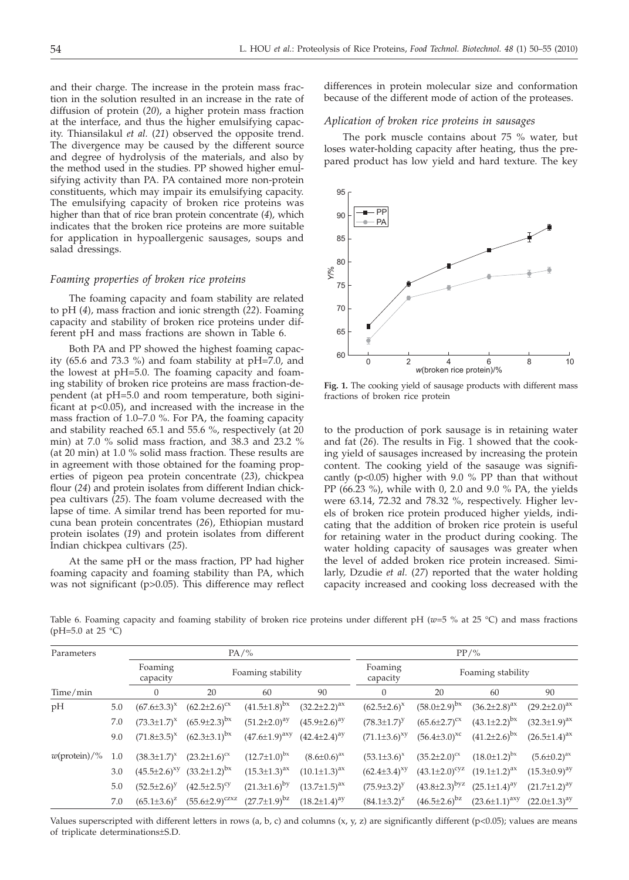and their charge. The increase in the protein mass fraction in the solution resulted in an increase in the rate of diffusion of protein (*20*), a higher protein mass fraction at the interface, and thus the higher emulsifying capacity. Thiansilakul *et al.* (*21*) observed the opposite trend. The divergence may be caused by the different source and degree of hydrolysis of the materials, and also by the method used in the studies. PP showed higher emulsifying activity than PA. PA contained more non-protein constituents, which may impair its emulsifying capacity. The emulsifying capacity of broken rice proteins was higher than that of rice bran protein concentrate (*4*), which indicates that the broken rice proteins are more suitable for application in hypoallergenic sausages, soups and salad dressings.

### *Foaming properties of broken rice proteins*

The foaming capacity and foam stability are related to pH (*4*), mass fraction and ionic strength (*22*). Foaming capacity and stability of broken rice proteins under different pH and mass fractions are shown in Table 6.

Both PA and PP showed the highest foaming capacity (65.6 and 73.3 %) and foam stability at pH=7.0, and the lowest at pH=5.0. The foaming capacity and foaming stability of broken rice proteins are mass fraction-dependent (at pH=5.0 and room temperature, both siginificant at $p<0.05$), and increased with the increase in the mass fraction of 1.0–7.0 %. For PA, the foaming capacity and stability reached 65.1 and 55.6 %, respectively (at 20 min) at 7.0 % solid mass fraction, and 38.3 and 23.2 % (at 20 min) at 1.0 % solid mass fraction. These results are in agreement with those obtained for the foaming properties of pigeon pea protein concentrate (*23*), chickpea flour (*24*) and protein isolates from different Indian chickpea cultivars (*25*). The foam volume decreased with the lapse of time. A similar trend has been reported for mucuna bean protein concentrates (*26*), Ethiopian mustard protein isolates (*19*) and protein isolates from different Indian chickpea cultivars (*25*).

At the same pH or the mass fraction, PP had higher foaming capacity and foaming stability than PA, which was not significant ($p>0.05$). This difference may reflect differences in protein molecular size and conformation because of the different mode of action of the proteases.

### *Aplication of broken rice proteins in sausages*

The pork muscle contains about 75 % water, but loses water-holding capacity after heating, thus the prepared product has low yield and hard texture. The key to the production of pork sausage is in retaining water and fat (*26*). The results in Fig. 1 showed that the cooking yield of sausages increased by increasing the protein content. The cooking yield of the sasauge was significantly ($p<0.05$) higher with 9.0 % PP than that without PP (66.23 %), while with 0, 2.0 and 9.0 % PA, the yields were 63.14, 72.32 and 78.32 %, respectively. Higher levels of broken rice protein produced higher yields, indicating that the addition of broken rice protein is useful for retaining water in the product during cooking. The water holding capacity of sausages was greater when the level of added broken rice protein increased. Similarly, Dzudie *et al.* (*27*) reported that the water holding capacity increased and cooking loss decreased with the

**Fig. 1.** The cooking yield of sausage products with different mass fractions of broken rice protein

Table 6. Foaming capacity and foaming stability of broken rice proteins under different pH ($w$=5 % at 25 °C) and mass fractions (pH=5.0 at 25 °C)

| Parameters | | PA/% | | | | PP/% | | | |
|---|---|---|---|---|---|---|---|---|---|
| | | Foaming capacity | Foaming stability | | | Foaming capacity | Foaming stability | | |
| Time/min | | 0 | 20 | 60 | 90 | 0 | 20 | 60 | 90 |
| pH | 5.0 | $(67.6±3.3)^{x}$ | $(62.2±2.6)^{cx}$ | $(41.5±1.8)^{bx}$ | $(32.2±2.2)^{ax}$ | $(62.5±2.6)^{x}$ | $(58.0±2.9)^{bx}$ | $(36.2±2.8)^{ax}$ | $(29.2±2.0)^{ax}$ |
| | 7.0 | $(73.3±1.7)^{x}$ | $(65.9±2.3)^{bx}$ | $(51.2±2.0)^{ay}$ | $(45.9±2.6)^{ay}$ | $(78.3±1.7)^{y}$ | $(65.6±2.7)^{cx}$ | $(43.1±2.2)^{bx}$ | $(32.3±1.9)^{ax}$ |
| | 9.0 | $(71.8±3.5)^{x}$ | $(62.3±3.1)^{bx}$ | $(47.6±1.9)^{axy}$ | $(42.4±2.4)^{ay}$ | $(71.1±3.6)^{xy}$ | $(56.4±3.0)^{xc}$ | $(41.2±2.6)^{bx}$ | $(26.5±1.4)^{ax}$ |
| $w$(protein)/% | 1.0 | $(38.3±1.7)^{x}$ | $(23.2±1.6)^{cx}$ | $(12.7±1.0)^{bx}$ | $(8.6±0.6)^{ax}$ | $(53.1±3.6)^{x}$ | $(35.2±2.0)^{cx}$ | $(18.0±1.2)^{bx}$ | $(5.6±0.2)^{ax}$ |
| | 3.0 | $(45.5±2.6)^{xy}$ | $(33.2±1.2)^{bx}$ | $(15.3±1.3)^{ax}$ | $(10.1±1.3)^{ax}$ | $(62.4±3.4)^{xy}$ | $(43.1±2.0)^{cyz}$ | $(19.1±1.2)^{ax}$ | $(15.3±0.9)^{ay}$ |
| | 5.0 | $(52.5±2.6)^{y}$ | $(42.5±2.5)^{cy}$ | $(21.3±1.6)^{by}$ | $(13.7±1.5)^{ax}$ | $(75.9±3.2)^{y}$ | $(43.8±2.3)^{byz}$ | $(25.1±1.4)^{ay}$ | $(21.7±1.2)^{ay}$ |
| | 7.0 | $(65.1±3.6)^{z}$ | $(55.6±2.9)^{czxz}$ | $(27.7±1.9)^{bz}$ | $(18.2±1.4)^{ay}$ | $(84.1±3.2)^{z}$ | $(46.5±2.6)^{bz}$ | $(23.6±1.1)^{axy}$ | $(22.0±1.3)^{ay}$ |

Values superscripted with different letters in rows (a, b, c) and columns (x, y, z) are significantly different ($p<0.05$); values are means of triplicate determinations±S.D.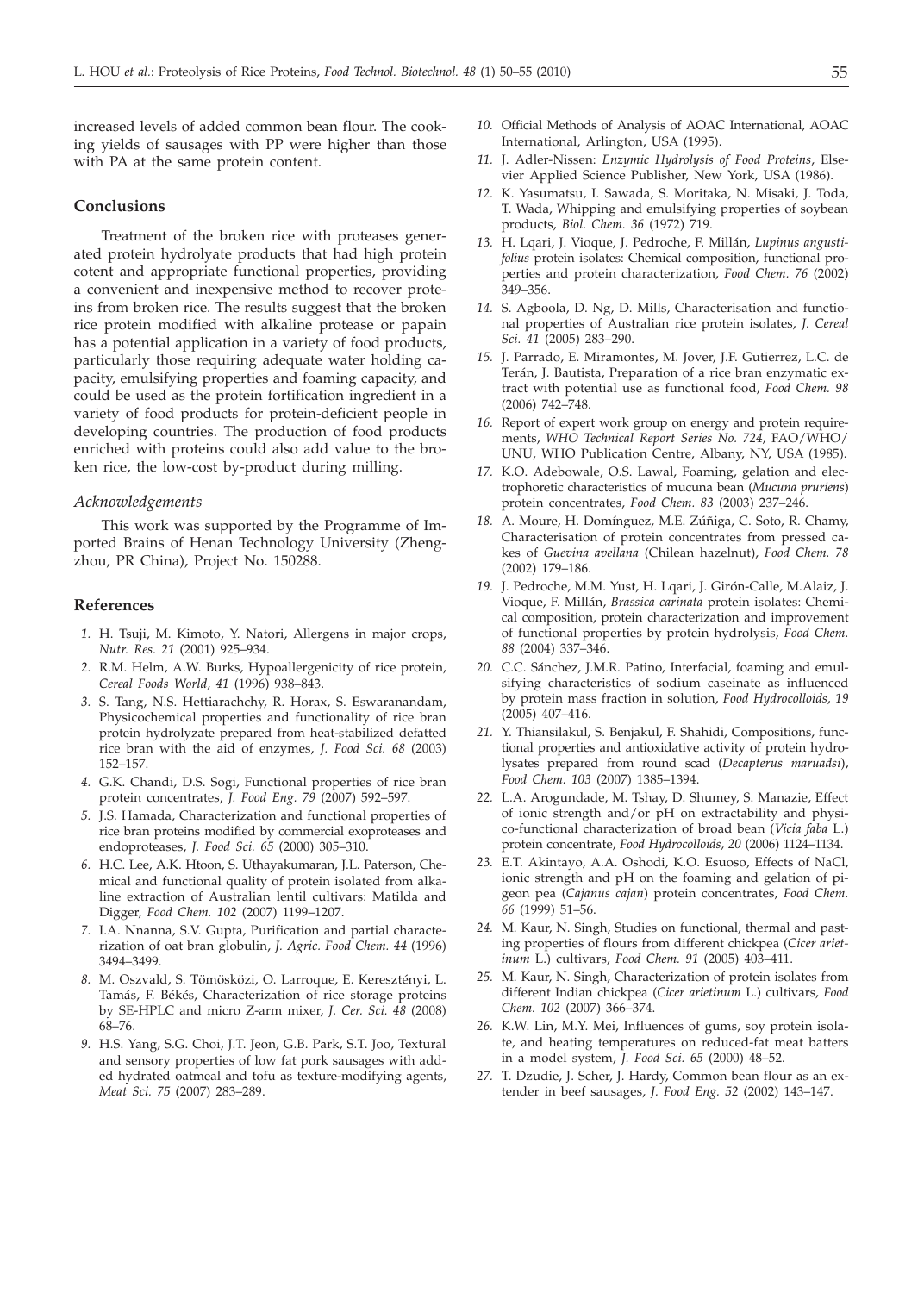increased levels of added common bean flour. The cooking yields of sausages with PP were higher than those with PA at the same protein content.

## Conclusions

Treatment of the broken rice with proteases generated protein hydrolyate products that had high protein cotent and appropriate functional properties, providing a convenient and inexpensive method to recover proteins from broken rice. The results suggest that the broken rice protein modified with alkaline protease or papain has a potential application in a variety of food products, particularly those requiring adequate water holding capacity, emulsifying properties and foaming capacity, and could be used as the protein fortification ingredient in a variety of food products for protein-deficient people in developing countries. The production of food products enriched with proteins could also add value to the broken rice, the low-cost by-product during milling.

### *Acknowledgements*

This work was supported by the Programme of Imported Brains of Henan Technology University (Zhengzhou, PR China), Project No. 150288.

## References

1. H. Tsuji, M. Kimoto, Y. Natori, Allergens in major crops, *Nutr. Res. 21* (2001) 925–934.
2. R.M. Helm, A.W. Burks, Hypoallergenicity of rice protein, *Cereal Foods World, 41* (1996) 938–843.
3. S. Tang, N.S. Hettiarachchy, R. Horax, S. Eswaranandam, Physicochemical properties and functionality of rice bran protein hydrolyzate prepared from heat-stabilized defatted rice bran with the aid of enzymes, *J. Food Sci. 68* (2003) 152–157.
4. G.K. Chandi, D.S. Sogi, Functional properties of rice bran protein concentrates, *J. Food Eng. 79* (2007) 592–597.
5. J.S. Hamada, Characterization and functional properties of rice bran proteins modified by commercial exoproteases and endoproteases, *J. Food Sci. 65* (2000) 305–310.
6. H.C. Lee, A.K. Htoon, S. Uthayakumaran, J.L. Paterson, Chemical and functional quality of protein isolated from alkaline extraction of Australian lentil cultivars: Matilda and Digger, *Food Chem. 102* (2007) 1199–1207.
7. I.A. Nnanna, S.V. Gupta, Purification and partial characterization of oat bran globulin, *J. Agric. Food Chem. 44* (1996) 3494–3499.
8. M. Oszvald, S. Tömösközi, O. Larroque, E. Keresztényi, L. Tamás, F. Békés, Characterization of rice storage proteins by SE-HPLC and micro Z-arm mixer, *J. Cer. Sci. 48* (2008) 68–76.
9. H.S. Yang, S.G. Choi, J.T. Jeon, G.B. Park, S.T. Joo, Textural and sensory properties of low fat pork sausages with added hydrated oatmeal and tofu as texture-modifying agents, *Meat Sci. 75* (2007) 283–289.
10. Official Methods of Analysis of AOAC International, AOAC International, Arlington, USA (1995).
11. J. Adler-Nissen: *Enzymic Hydrolysis of Food Proteins*, Elsevier Applied Science Publisher, New York, USA (1986).
12. K. Yasumatsu, I. Sawada, S. Moritaka, N. Misaki, J. Toda, T. Wada, Whipping and emulsifying properties of soybean products, *Biol. Chem. 36* (1972) 719.
13. H. Lqari, J. Vioque, J. Pedroche, F. Millán, *Lupinus angustifolius* protein isolates: Chemical composition, functional properties and protein characterization, *Food Chem. 76* (2002) 349–356.
14. S. Agboola, D. Ng, D. Mills, Characterisation and functional properties of Australian rice protein isolates, *J. Cereal Sci. 41* (2005) 283–290.
15. J. Parrado, E. Miramontes, M. Jover, J.F. Gutierrez, L.C. de Terán, J. Bautista, Preparation of a rice bran enzymatic extract with potential use as functional food, *Food Chem. 98* (2006) 742–748.
16. Report of expert work group on energy and protein requirements, *WHO Technical Report Series No. 724*, FAO/WHO/UNU, WHO Publication Centre, Albany, NY, USA (1985).
17. K.O. Adebowale, O.S. Lawal, Foaming, gelation and electrophoretic characteristics of mucuna bean (*Mucuna pruriens*) protein concentrates, *Food Chem. 83* (2003) 237–246.
18. A. Moure, H. Domínguez, M.E. Zúñiga, C. Soto, R. Chamy, Characterisation of protein concentrates from pressed cakes of *Guevina avellana* (Chilean hazelnut), *Food Chem. 78* (2002) 179–186.
19. J. Pedroche, M.M. Yust, H. Lqari, J. Girón-Calle, M.Alaiz, J. Vioque, F. Millán, *Brassica carinata* protein isolates: Chemical composition, protein characterization and improvement of functional properties by protein hydrolysis, *Food Chem. 88* (2004) 337–346.
20. C.C. Sánchez, J.M.R. Patino, Interfacial, foaming and emulsifying characteristics of sodium caseinate as influenced by protein mass fraction in solution, *Food Hydrocolloids, 19* (2005) 407–416.
21. Y. Thiansilakul, S. Benjakul, F. Shahidi, Compositions, functional properties and antioxidative activity of protein hydrolysates prepared from round scad (*Decapterus maruadsi*), *Food Chem. 103* (2007) 1385–1394.
22. L.A. Arogundade, M. Tshay, D. Shumey, S. Manazie, Effect of ionic strength and/or pH on extractability and physico-functional characterization of broad bean (*Vicia faba* L.) protein concentrate, *Food Hydrocolloids, 20* (2006) 1124–1134.
23. E.T. Akintayo, A.A. Oshodi, K.O. Esuoso, Effects of NaCl, ionic strength and pH on the foaming and gelation of pigeon pea (*Cajanus cajan*) protein concentrates, *Food Chem. 66* (1999) 51–56.
24. M. Kaur, N. Singh, Studies on functional, thermal and pasting properties of flours from different chickpea (*Cicer arietinum* L.) cultivars, *Food Chem. 91* (2005) 403–411.
25. M. Kaur, N. Singh, Characterization of protein isolates from different Indian chickpea (*Cicer arietinum* L.) cultivars, *Food Chem. 102* (2007) 366–374.
26. K.W. Lin, M.Y. Mei, Influences of gums, soy protein isolate, and heating temperatures on reduced-fat meat batters in a model system, *J. Food Sci. 65* (2000) 48–52.
27. T. Dzudie, J. Scher, J. Hardy, Common bean flour as an extender in beef sausages, *J. Food Eng. 52* (2002) 143–147.